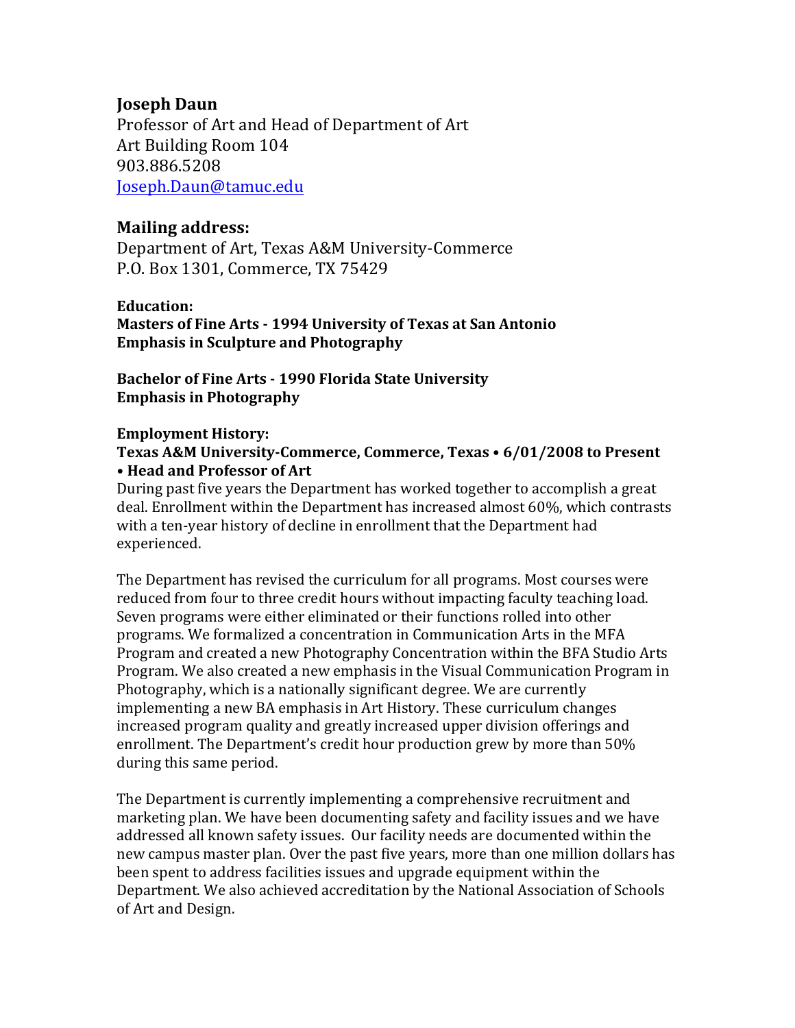## Joseph Daun

Professor of Art and Head of Department of Art
Art Building Room 104
903.886.5208
Joseph.Daun@tamuc.edu

## Mailing address:

Department of Art, Texas A&M University-Commerce
P.O. Box 1301, Commerce, TX 75429

**Education:**

**Masters of Fine Arts - 1994 University of Texas at San Antonio**
**Emphasis in Sculpture and Photography**

**Bachelor of Fine Arts - 1990 Florida State University**
**Emphasis in Photography**

**Employment History:**

**Texas A&M University-Commerce, Commerce, Texas • 6/01/2008 to Present**
**• Head and Professor of Art**

During past five years the Department has worked together to accomplish a great deal. Enrollment within the Department has increased almost 60%, which contrasts with a ten-year history of decline in enrollment that the Department had experienced.

The Department has revised the curriculum for all programs. Most courses were reduced from four to three credit hours without impacting faculty teaching load. Seven programs were either eliminated or their functions rolled into other programs. We formalized a concentration in Communication Arts in the MFA Program and created a new Photography Concentration within the BFA Studio Arts Program. We also created a new emphasis in the Visual Communication Program in Photography, which is a nationally significant degree. We are currently implementing a new BA emphasis in Art History. These curriculum changes increased program quality and greatly increased upper division offerings and enrollment. The Department's credit hour production grew by more than 50% during this same period.

The Department is currently implementing a comprehensive recruitment and marketing plan. We have been documenting safety and facility issues and we have addressed all known safety issues. Our facility needs are documented within the new campus master plan. Over the past five years, more than one million dollars has been spent to address facilities issues and upgrade equipment within the Department. We also achieved accreditation by the National Association of Schools of Art and Design.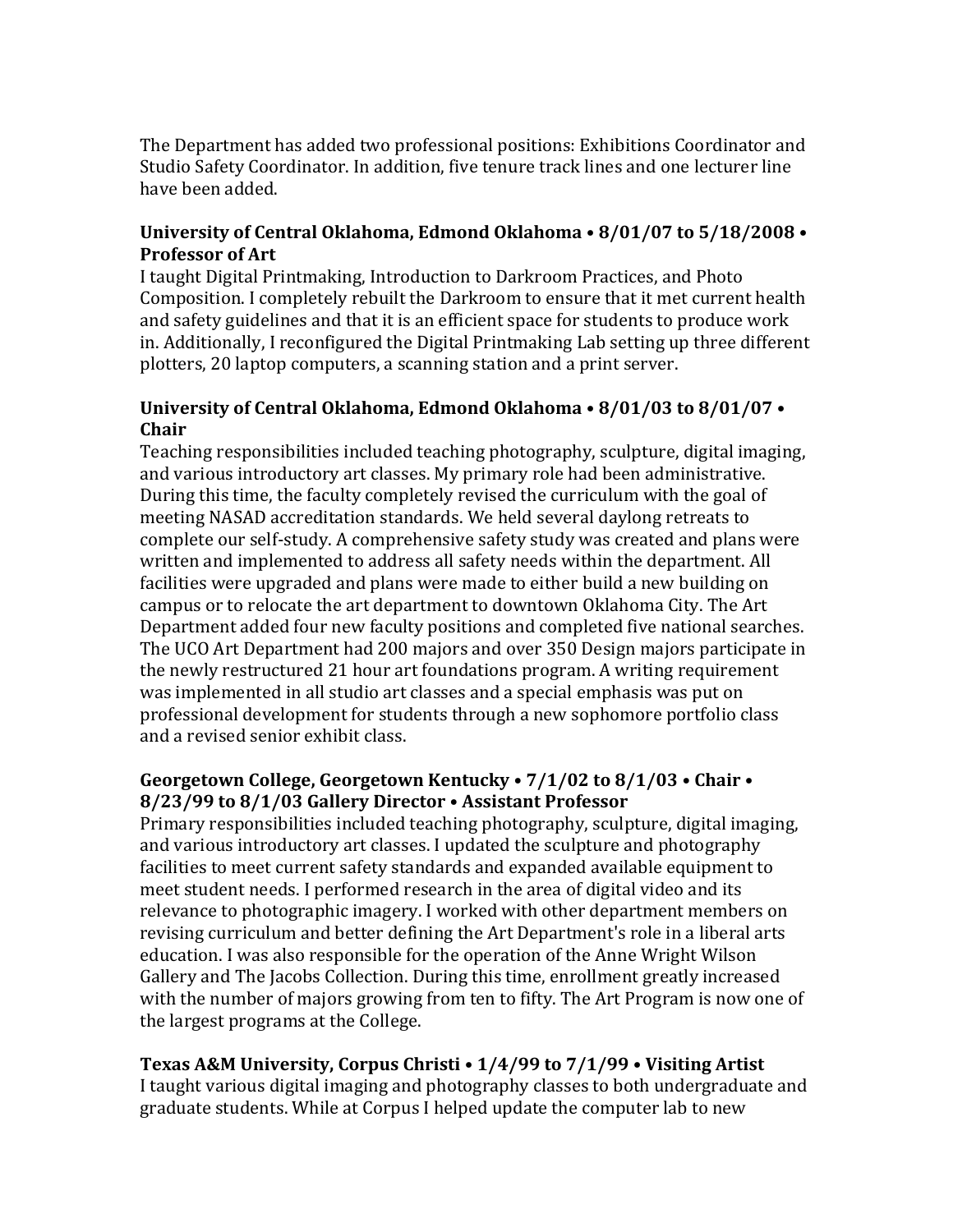The Department has added two professional positions: Exhibitions Coordinator and Studio Safety Coordinator. In addition, five tenure track lines and one lecturer line have been added.

**University of Central Oklahoma, Edmond Oklahoma • 8/01/07 to 5/18/2008 • Professor of Art**
I taught Digital Printmaking, Introduction to Darkroom Practices, and Photo Composition. I completely rebuilt the Darkroom to ensure that it met current health and safety guidelines and that it is an efficient space for students to produce work in. Additionally, I reconfigured the Digital Printmaking Lab setting up three different plotters, 20 laptop computers, a scanning station and a print server.

**University of Central Oklahoma, Edmond Oklahoma • 8/01/03 to 8/01/07 • Chair**
Teaching responsibilities included teaching photography, sculpture, digital imaging, and various introductory art classes. My primary role had been administrative. During this time, the faculty completely revised the curriculum with the goal of meeting NASAD accreditation standards. We held several daylong retreats to complete our self-study. A comprehensive safety study was created and plans were written and implemented to address all safety needs within the department. All facilities were upgraded and plans were made to either build a new building on campus or to relocate the art department to downtown Oklahoma City. The Art Department added four new faculty positions and completed five national searches. The UCO Art Department had 200 majors and over 350 Design majors participate in the newly restructured 21 hour art foundations program. A writing requirement was implemented in all studio art classes and a special emphasis was put on professional development for students through a new sophomore portfolio class and a revised senior exhibit class.

**Georgetown College, Georgetown Kentucky • 7/1/02 to 8/1/03 • Chair • 8/23/99 to 8/1/03 Gallery Director • Assistant Professor**
Primary responsibilities included teaching photography, sculpture, digital imaging, and various introductory art classes. I updated the sculpture and photography facilities to meet current safety standards and expanded available equipment to meet student needs. I performed research in the area of digital video and its relevance to photographic imagery. I worked with other department members on revising curriculum and better defining the Art Department's role in a liberal arts education. I was also responsible for the operation of the Anne Wright Wilson Gallery and The Jacobs Collection. During this time, enrollment greatly increased with the number of majors growing from ten to fifty. The Art Program is now one of the largest programs at the College.

**Texas A&M University, Corpus Christi • 1/4/99 to 7/1/99 • Visiting Artist**
I taught various digital imaging and photography classes to both undergraduate and graduate students. While at Corpus I helped update the computer lab to new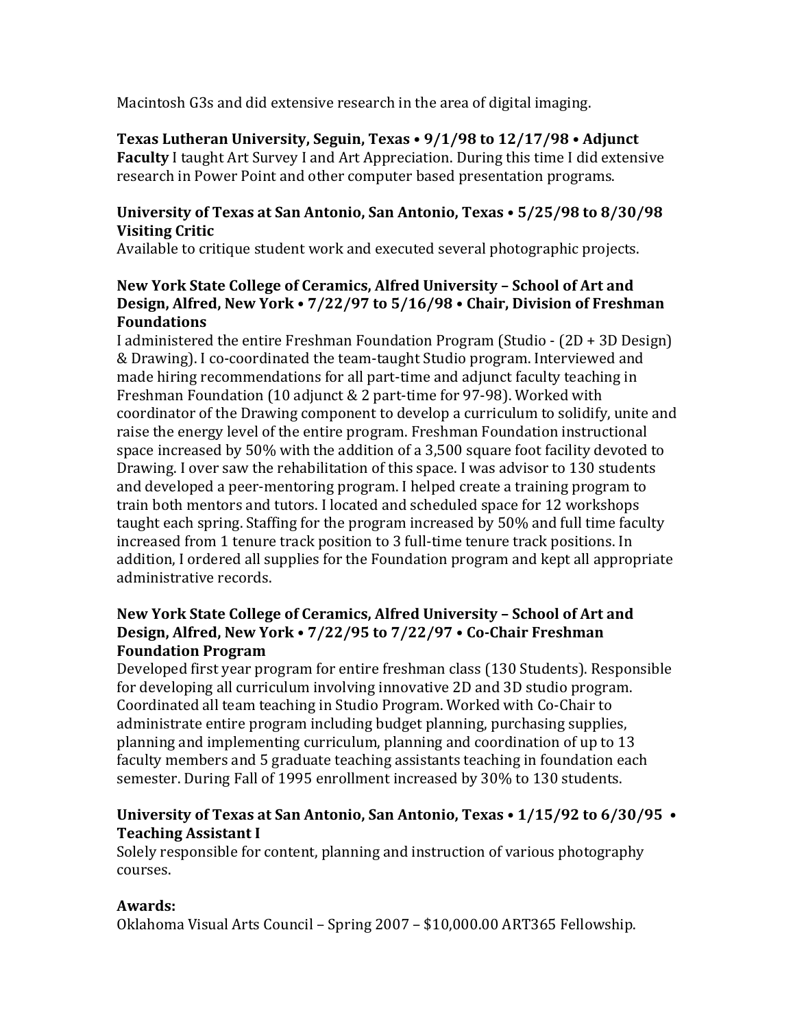Macintosh G3s and did extensive research in the area of digital imaging.

**Texas Lutheran University, Seguin, Texas • 9/1/98 to 12/17/98 • Adjunct Faculty** I taught Art Survey I and Art Appreciation. During this time I did extensive research in Power Point and other computer based presentation programs.

**University of Texas at San Antonio, San Antonio, Texas • 5/25/98 to 8/30/98 Visiting Critic**
Available to critique student work and executed several photographic projects.

**New York State College of Ceramics, Alfred University – School of Art and Design, Alfred, New York • 7/22/97 to 5/16/98 • Chair, Division of Freshman Foundations**
I administered the entire Freshman Foundation Program (Studio - (2D + 3D Design) & Drawing). I co-coordinated the team-taught Studio program. Interviewed and made hiring recommendations for all part-time and adjunct faculty teaching in Freshman Foundation (10 adjunct & 2 part-time for 97-98). Worked with coordinator of the Drawing component to develop a curriculum to solidify, unite and raise the energy level of the entire program. Freshman Foundation instructional space increased by 50% with the addition of a 3,500 square foot facility devoted to Drawing. I over saw the rehabilitation of this space. I was advisor to 130 students and developed a peer-mentoring program. I helped create a training program to train both mentors and tutors. I located and scheduled space for 12 workshops taught each spring. Staffing for the program increased by 50% and full time faculty increased from 1 tenure track position to 3 full-time tenure track positions. In addition, I ordered all supplies for the Foundation program and kept all appropriate administrative records.

**New York State College of Ceramics, Alfred University – School of Art and Design, Alfred, New York • 7/22/95 to 7/22/97 • Co-Chair Freshman Foundation Program**
Developed first year program for entire freshman class (130 Students). Responsible for developing all curriculum involving innovative 2D and 3D studio program. Coordinated all team teaching in Studio Program. Worked with Co-Chair to administrate entire program including budget planning, purchasing supplies, planning and implementing curriculum, planning and coordination of up to 13 faculty members and 5 graduate teaching assistants teaching in foundation each semester. During Fall of 1995 enrollment increased by 30% to 130 students.

**University of Texas at San Antonio, San Antonio, Texas • 1/15/92 to 6/30/95 • Teaching Assistant I**
Solely responsible for content, planning and instruction of various photography courses.

**Awards:**
Oklahoma Visual Arts Council – Spring 2007 – $10,000.00 ART365 Fellowship.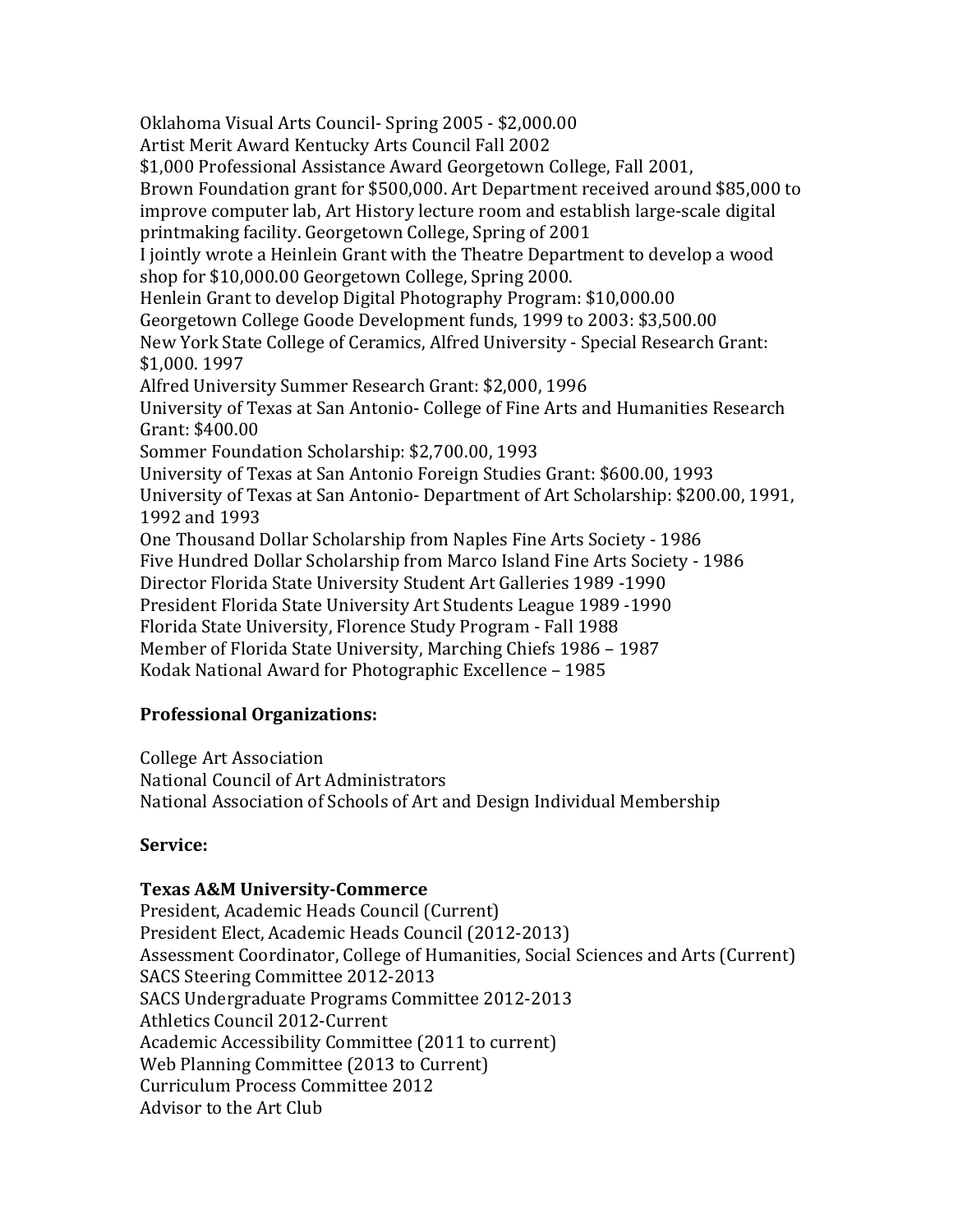Oklahoma Visual Arts Council- Spring 2005 - $2,000.00
Artist Merit Award Kentucky Arts Council Fall 2002
$1,000 Professional Assistance Award Georgetown College, Fall 2001,
Brown Foundation grant for $500,000. Art Department received around $85,000 to improve computer lab, Art History lecture room and establish large-scale digital printmaking facility. Georgetown College, Spring of 2001
I jointly wrote a Heinlein Grant with the Theatre Department to develop a wood shop for $10,000.00 Georgetown College, Spring 2000.
Henlein Grant to develop Digital Photography Program: $10,000.00
Georgetown College Goode Development funds, 1999 to 2003: $3,500.00
New York State College of Ceramics, Alfred University - Special Research Grant: $1,000. 1997
Alfred University Summer Research Grant: $2,000, 1996
University of Texas at San Antonio- College of Fine Arts and Humanities Research Grant: $400.00
Sommer Foundation Scholarship: $2,700.00, 1993
University of Texas at San Antonio Foreign Studies Grant: $600.00, 1993
University of Texas at San Antonio- Department of Art Scholarship: $200.00, 1991, 1992 and 1993
One Thousand Dollar Scholarship from Naples Fine Arts Society - 1986
Five Hundred Dollar Scholarship from Marco Island Fine Arts Society - 1986
Director Florida State University Student Art Galleries 1989 -1990
President Florida State University Art Students League 1989 -1990
Florida State University, Florence Study Program - Fall 1988
Member of Florida State University, Marching Chiefs 1986 – 1987
Kodak National Award for Photographic Excellence – 1985

**Professional Organizations:**

College Art Association
National Council of Art Administrators
National Association of Schools of Art and Design Individual Membership

**Service:**

**Texas A&M University-Commerce**
President, Academic Heads Council (Current)
President Elect, Academic Heads Council (2012-2013)
Assessment Coordinator, College of Humanities, Social Sciences and Arts (Current)
SACS Steering Committee 2012-2013
SACS Undergraduate Programs Committee 2012-2013
Athletics Council 2012-Current
Academic Accessibility Committee (2011 to current)
Web Planning Committee (2013 to Current)
Curriculum Process Committee 2012
Advisor to the Art Club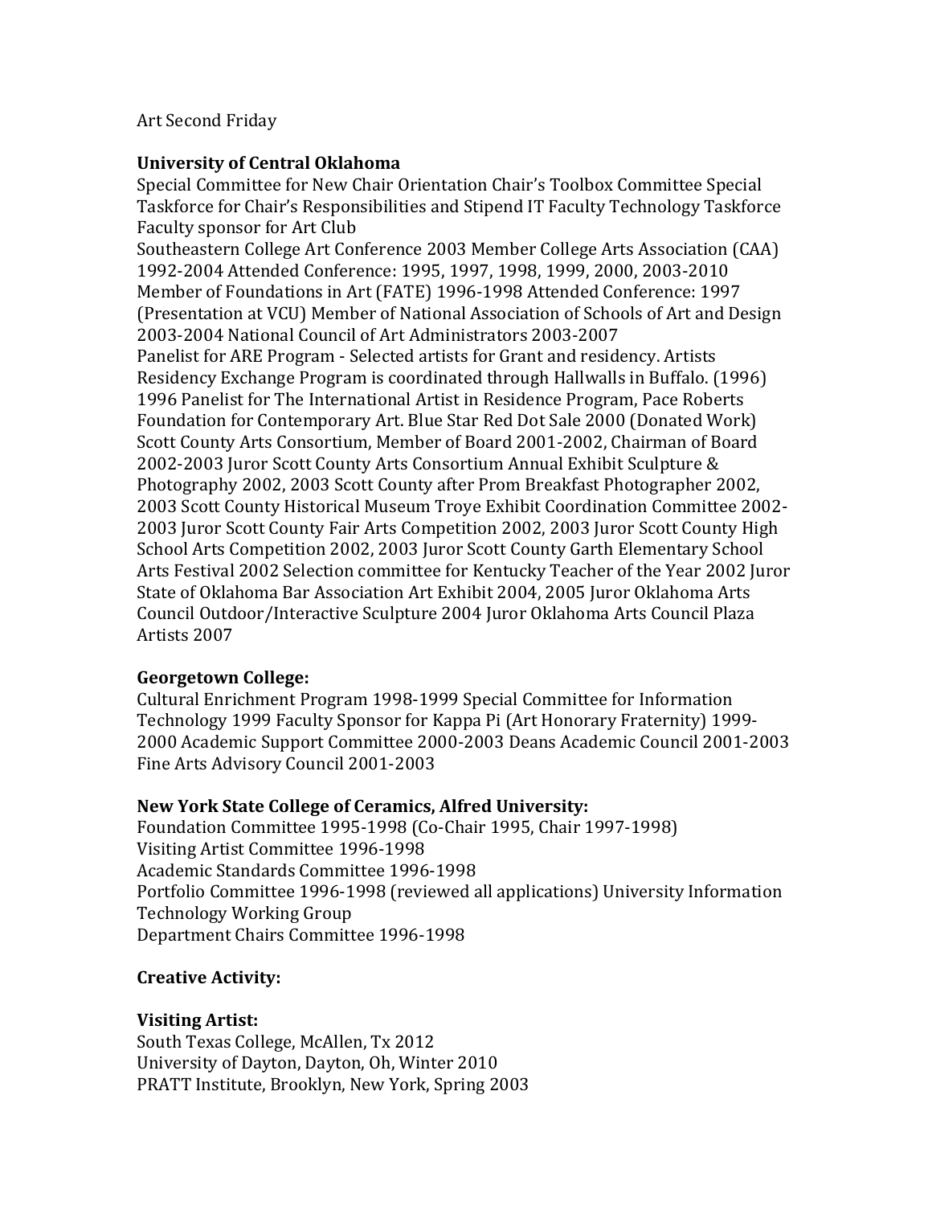Art Second Friday

**University of Central Oklahoma**
Special Committee for New Chair Orientation Chair's Toolbox Committee Special Taskforce for Chair's Responsibilities and Stipend IT Faculty Technology Taskforce Faculty sponsor for Art Club
Southeastern College Art Conference 2003 Member College Arts Association (CAA) 1992-2004 Attended Conference: 1995, 1997, 1998, 1999, 2000, 2003-2010 Member of Foundations in Art (FATE) 1996-1998 Attended Conference: 1997 (Presentation at VCU) Member of National Association of Schools of Art and Design 2003-2004 National Council of Art Administrators 2003-2007
Panelist for ARE Program - Selected artists for Grant and residency. Artists Residency Exchange Program is coordinated through Hallwalls in Buffalo. (1996) 1996 Panelist for The International Artist in Residence Program, Pace Roberts Foundation for Contemporary Art. Blue Star Red Dot Sale 2000 (Donated Work) Scott County Arts Consortium, Member of Board 2001-2002, Chairman of Board 2002-2003 Juror Scott County Arts Consortium Annual Exhibit Sculpture & Photography 2002, 2003 Scott County after Prom Breakfast Photographer 2002, 2003 Scott County Historical Museum Troye Exhibit Coordination Committee 2002-2003 Juror Scott County Fair Arts Competition 2002, 2003 Juror Scott County High School Arts Competition 2002, 2003 Juror Scott County Garth Elementary School Arts Festival 2002 Selection committee for Kentucky Teacher of the Year 2002 Juror State of Oklahoma Bar Association Art Exhibit 2004, 2005 Juror Oklahoma Arts Council Outdoor/Interactive Sculpture 2004 Juror Oklahoma Arts Council Plaza Artists 2007

**Georgetown College:**
Cultural Enrichment Program 1998-1999 Special Committee for Information Technology 1999 Faculty Sponsor for Kappa Pi (Art Honorary Fraternity) 1999-2000 Academic Support Committee 2000-2003 Deans Academic Council 2001-2003 Fine Arts Advisory Council 2001-2003

**New York State College of Ceramics, Alfred University:**
Foundation Committee 1995-1998 (Co-Chair 1995, Chair 1997-1998)
Visiting Artist Committee 1996-1998
Academic Standards Committee 1996-1998
Portfolio Committee 1996-1998 (reviewed all applications) University Information Technology Working Group
Department Chairs Committee 1996-1998

**Creative Activity:**

**Visiting Artist:**
South Texas College, McAllen, Tx 2012
University of Dayton, Dayton, Oh, Winter 2010
PRATT Institute, Brooklyn, New York, Spring 2003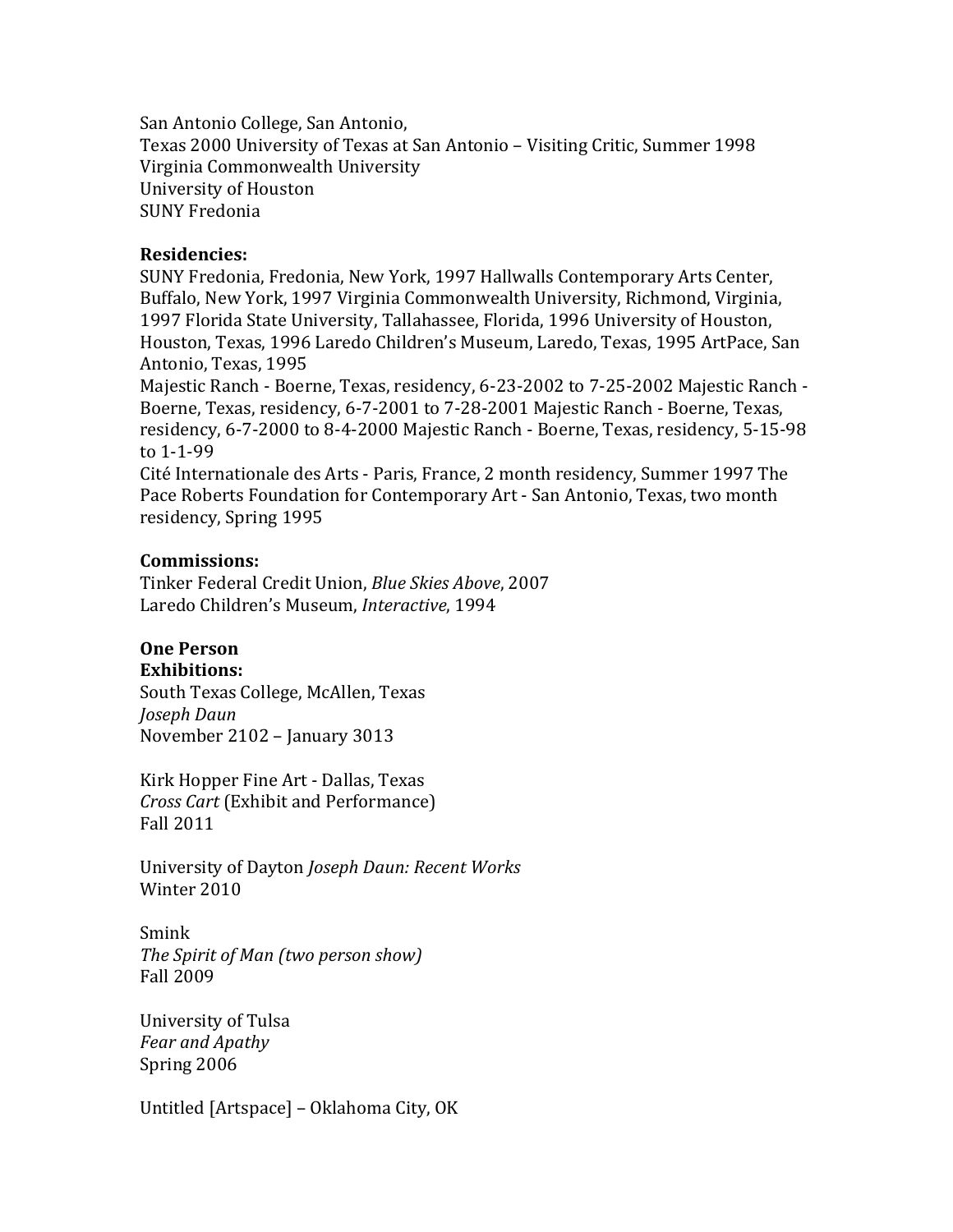San Antonio College, San Antonio,
Texas 2000 University of Texas at San Antonio – Visiting Critic, Summer 1998
Virginia Commonwealth University
University of Houston
SUNY Fredonia

**Residencies:**
SUNY Fredonia, Fredonia, New York, 1997 Hallwalls Contemporary Arts Center, Buffalo, New York, 1997 Virginia Commonwealth University, Richmond, Virginia, 1997 Florida State University, Tallahassee, Florida, 1996 University of Houston, Houston, Texas, 1996 Laredo Children's Museum, Laredo, Texas, 1995 ArtPace, San Antonio, Texas, 1995
Majestic Ranch - Boerne, Texas, residency, 6-23-2002 to 7-25-2002 Majestic Ranch - Boerne, Texas, residency, 6-7-2001 to 7-28-2001 Majestic Ranch - Boerne, Texas, residency, 6-7-2000 to 8-4-2000 Majestic Ranch - Boerne, Texas, residency, 5-15-98 to 1-1-99
Cité Internationale des Arts - Paris, France, 2 month residency, Summer 1997 The Pace Roberts Foundation for Contemporary Art - San Antonio, Texas, two month residency, Spring 1995

**Commissions:**
Tinker Federal Credit Union, *Blue Skies Above*, 2007
Laredo Children's Museum, *Interactive*, 1994

**One Person Exhibitions:**
South Texas College, McAllen, Texas
*Joseph Daun*
November 2102 – January 3013

Kirk Hopper Fine Art - Dallas, Texas
*Cross Cart* (Exhibit and Performance)
Fall 2011

University of Dayton *Joseph Daun: Recent Works*
Winter 2010

Smink
*The Spirit of Man (two person show)*
Fall 2009

University of Tulsa
*Fear and Apathy*
Spring 2006

Untitled [Artspace] – Oklahoma City, OK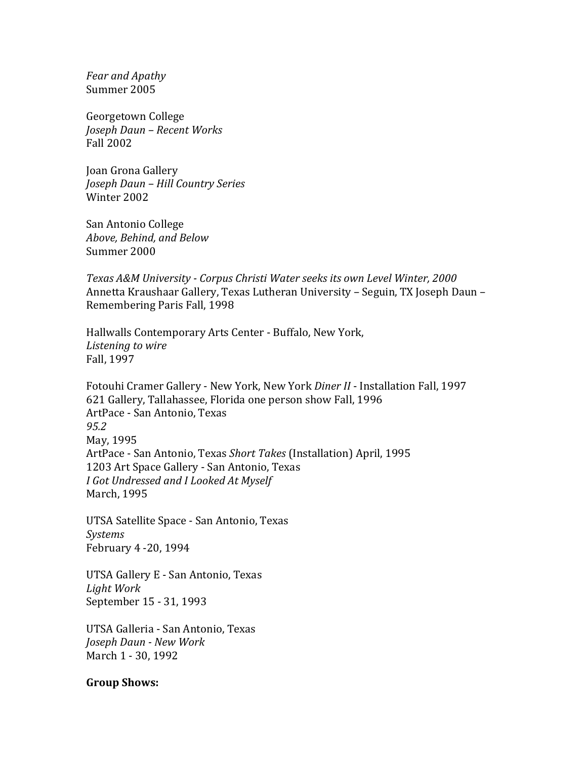*Fear and Apathy*
Summer 2005

Georgetown College
*Joseph Daun – Recent Works*
Fall 2002

Joan Grona Gallery
*Joseph Daun – Hill Country Series*
Winter 2002

San Antonio College
*Above, Behind, and Below*
Summer 2000

*Texas A&M University - Corpus Christi Water seeks its own Level Winter, 2000*
Annetta Kraushaar Gallery, Texas Lutheran University – Seguin, TX Joseph Daun – Remembering Paris Fall, 1998

Hallwalls Contemporary Arts Center - Buffalo, New York,
*Listening to wire*
Fall, 1997

Fotouhi Cramer Gallery - New York, New York *Diner II* - Installation Fall, 1997
621 Gallery, Tallahassee, Florida one person show Fall, 1996
ArtPace - San Antonio, Texas
*95.2*
May, 1995
ArtPace - San Antonio, Texas *Short Takes* (Installation) April, 1995
1203 Art Space Gallery - San Antonio, Texas
*I Got Undressed and I Looked At Myself*
March, 1995

UTSA Satellite Space - San Antonio, Texas
*Systems*
February 4 -20, 1994

UTSA Gallery E - San Antonio, Texas
*Light Work*
September 15 - 31, 1993

UTSA Galleria - San Antonio, Texas
*Joseph Daun - New Work*
March 1 - 30, 1992

**Group Shows:**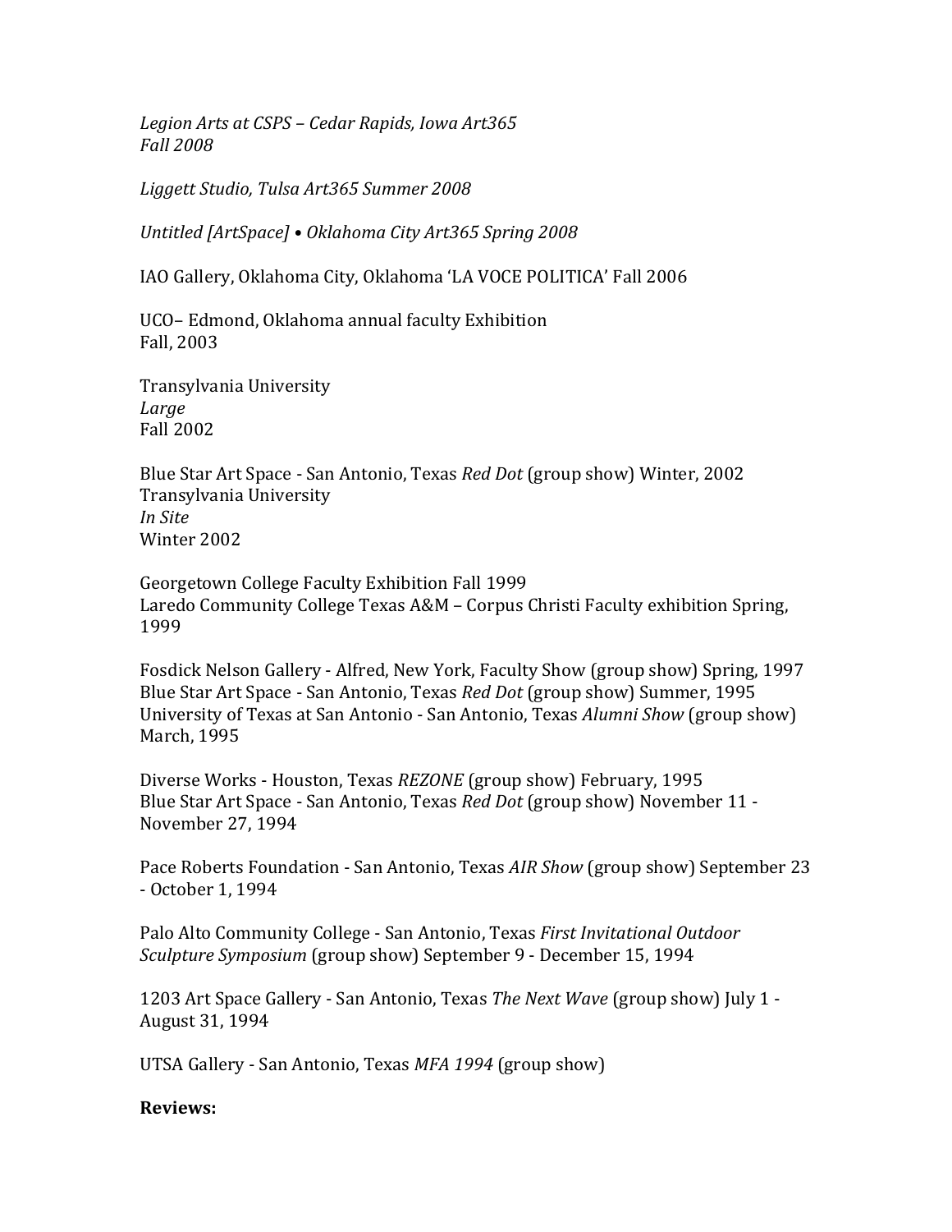*Legion Arts at CSPS – Cedar Rapids, Iowa Art365*
*Fall 2008*

*Liggett Studio, Tulsa Art365 Summer 2008*

*Untitled [ArtSpace] • Oklahoma City Art365 Spring 2008*

IAO Gallery, Oklahoma City, Oklahoma 'LA VOCE POLITICA' Fall 2006

UCO– Edmond, Oklahoma annual faculty Exhibition
Fall, 2003

Transylvania University
*Large*
Fall 2002

Blue Star Art Space - San Antonio, Texas *Red Dot* (group show) Winter, 2002
Transylvania University
*In Site*
Winter 2002

Georgetown College Faculty Exhibition Fall 1999
Laredo Community College Texas A&M – Corpus Christi Faculty exhibition Spring, 1999

Fosdick Nelson Gallery - Alfred, New York, Faculty Show (group show) Spring, 1997
Blue Star Art Space - San Antonio, Texas *Red Dot* (group show) Summer, 1995
University of Texas at San Antonio - San Antonio, Texas *Alumni Show* (group show) March, 1995

Diverse Works - Houston, Texas *REZONE* (group show) February, 1995
Blue Star Art Space - San Antonio, Texas *Red Dot* (group show) November 11 - November 27, 1994

Pace Roberts Foundation - San Antonio, Texas *AIR Show* (group show) September 23 - October 1, 1994

Palo Alto Community College - San Antonio, Texas *First Invitational Outdoor Sculpture Symposium* (group show) September 9 - December 15, 1994

1203 Art Space Gallery - San Antonio, Texas *The Next Wave* (group show) July 1 - August 31, 1994

UTSA Gallery - San Antonio, Texas *MFA 1994* (group show)

**Reviews:**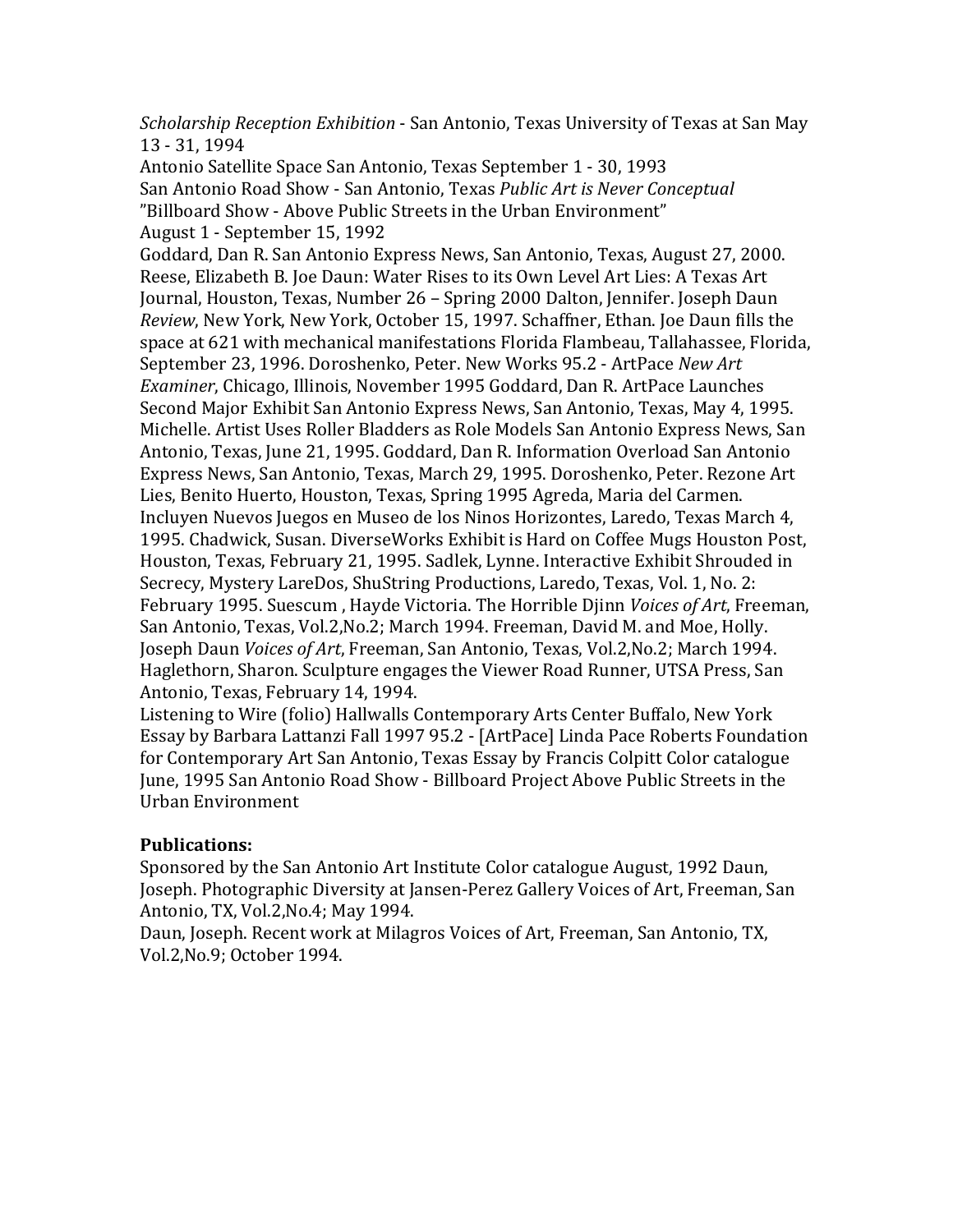*Scholarship Reception Exhibition* - San Antonio, Texas University of Texas at San May 13 - 31, 1994
Antonio Satellite Space San Antonio, Texas September 1 - 30, 1993
San Antonio Road Show - San Antonio, Texas *Public Art is Never Conceptual*
"Billboard Show - Above Public Streets in the Urban Environment"
August 1 - September 15, 1992
Goddard, Dan R. San Antonio Express News, San Antonio, Texas, August 27, 2000. Reese, Elizabeth B. Joe Daun: Water Rises to its Own Level Art Lies: A Texas Art Journal, Houston, Texas, Number 26 – Spring 2000 Dalton, Jennifer. Joseph Daun *Review*, New York, New York, October 15, 1997. Schaffner, Ethan. Joe Daun fills the space at 621 with mechanical manifestations Florida Flambeau, Tallahassee, Florida, September 23, 1996. Doroshenko, Peter. New Works 95.2 - ArtPace *New Art Examiner*, Chicago, Illinois, November 1995 Goddard, Dan R. ArtPace Launches Second Major Exhibit San Antonio Express News, San Antonio, Texas, May 4, 1995. Michelle. Artist Uses Roller Bladders as Role Models San Antonio Express News, San Antonio, Texas, June 21, 1995. Goddard, Dan R. Information Overload San Antonio Express News, San Antonio, Texas, March 29, 1995. Doroshenko, Peter. Rezone Art Lies, Benito Huerto, Houston, Texas, Spring 1995 Agreda, Maria del Carmen. Incluyen Nuevos Juegos en Museo de los Ninos Horizontes, Laredo, Texas March 4, 1995. Chadwick, Susan. DiverseWorks Exhibit is Hard on Coffee Mugs Houston Post, Houston, Texas, February 21, 1995. Sadlek, Lynne. Interactive Exhibit Shrouded in Secrecy, Mystery LareDos, ShuString Productions, Laredo, Texas, Vol. 1, No. 2: February 1995. Suescum , Hayde Victoria. The Horrible Djinn *Voices of Art*, Freeman, San Antonio, Texas, Vol.2,No.2; March 1994. Freeman, David M. and Moe, Holly. Joseph Daun *Voices of Art*, Freeman, San Antonio, Texas, Vol.2,No.2; March 1994. Haglethorn, Sharon. Sculpture engages the Viewer Road Runner, UTSA Press, San Antonio, Texas, February 14, 1994.
Listening to Wire (folio) Hallwalls Contemporary Arts Center Buffalo, New York Essay by Barbara Lattanzi Fall 1997 95.2 - [ArtPace] Linda Pace Roberts Foundation for Contemporary Art San Antonio, Texas Essay by Francis Colpitt Color catalogue June, 1995 San Antonio Road Show - Billboard Project Above Public Streets in the Urban Environment

**Publications:**
Sponsored by the San Antonio Art Institute Color catalogue August, 1992 Daun, Joseph. Photographic Diversity at Jansen-Perez Gallery Voices of Art, Freeman, San Antonio, TX, Vol.2,No.4; May 1994.
Daun, Joseph. Recent work at Milagros Voices of Art, Freeman, San Antonio, TX, Vol.2,No.9; October 1994.